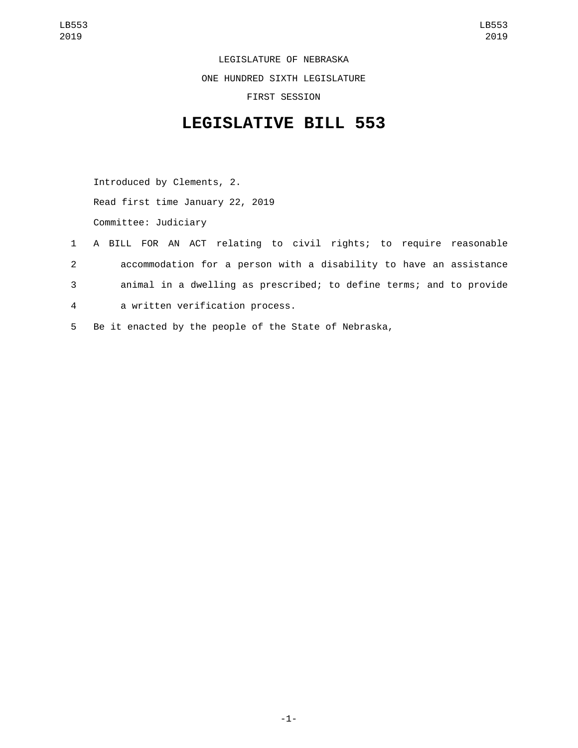LEGISLATURE OF NEBRASKA

ONE HUNDRED SIXTH LEGISLATURE

FIRST SESSION

# LEGISLATIVE BILL 553

Introduced by Clements, 2.

Read first time January 22, 2019

Committee: Judiciary

1 A BILL FOR AN ACT relating to civil rights; to require reasonable
2 accommodation for a person with a disability to have an assistance
3 animal in a dwelling as prescribed; to define terms; and to provide
4 a written verification process.

5 Be it enacted by the people of the State of Nebraska,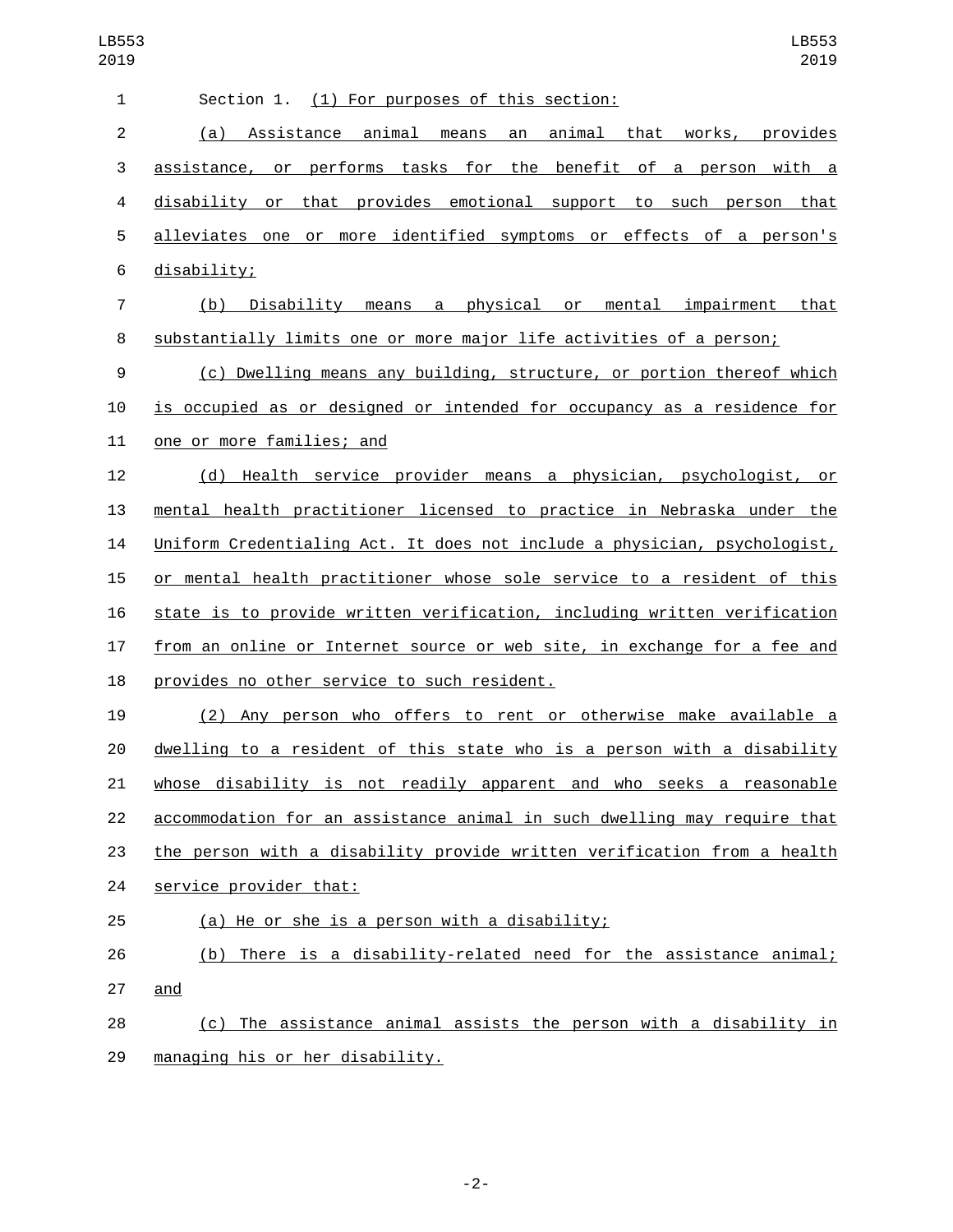Section 1. (1) For purposes of this section:

(a) Assistance animal means an animal that works, provides assistance, or performs tasks for the benefit of a person with a disability or that provides emotional support to such person that alleviates one or more identified symptoms or effects of a person's disability;

(b) Disability means a physical or mental impairment that substantially limits one or more major life activities of a person;

(c) Dwelling means any building, structure, or portion thereof which is occupied as or designed or intended for occupancy as a residence for one or more families; and

(d) Health service provider means a physician, psychologist, or mental health practitioner licensed to practice in Nebraska under the Uniform Credentialing Act. It does not include a physician, psychologist, or mental health practitioner whose sole service to a resident of this state is to provide written verification, including written verification from an online or Internet source or web site, in exchange for a fee and provides no other service to such resident.

(2) Any person who offers to rent or otherwise make available a dwelling to a resident of this state who is a person with a disability whose disability is not readily apparent and who seeks a reasonable accommodation for an assistance animal in such dwelling may require that the person with a disability provide written verification from a health service provider that:

(a) He or she is a person with a disability;

(b) There is a disability-related need for the assistance animal; and

(c) The assistance animal assists the person with a disability in managing his or her disability.